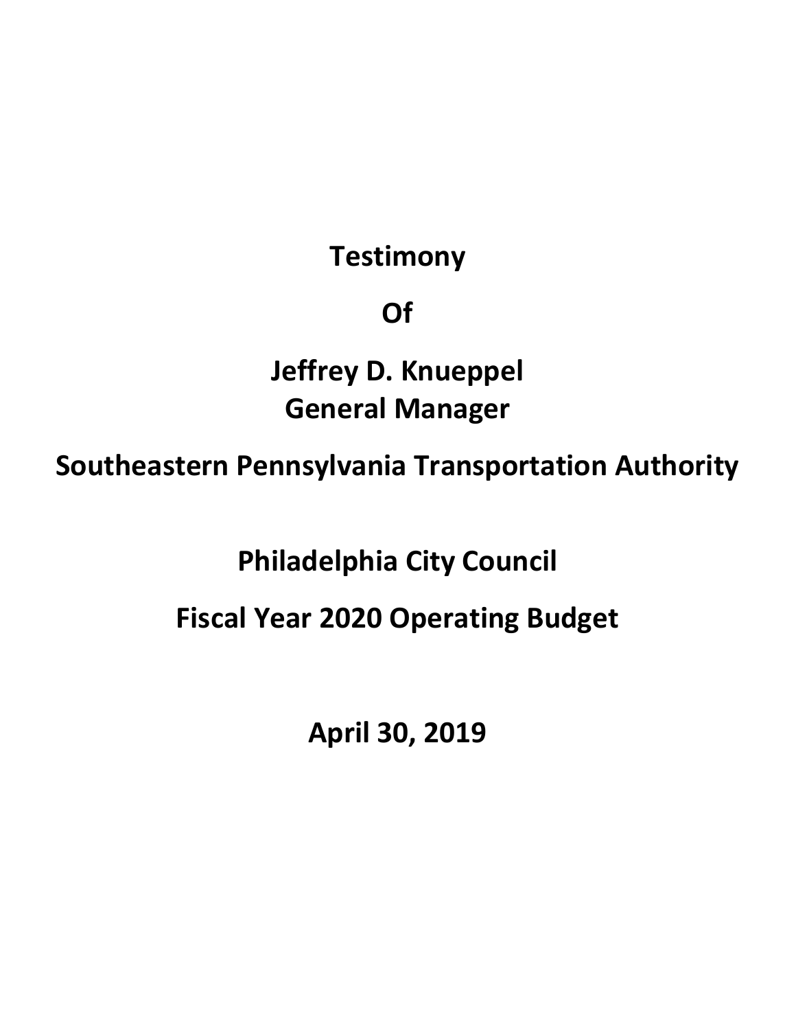# Testimony

# Of

# Jeffrey D. Knueppel
# General Manager

# Southeastern Pennsylvania Transportation Authority

# Philadelphia City Council

# Fiscal Year 2020 Operating Budget

# April 30, 2019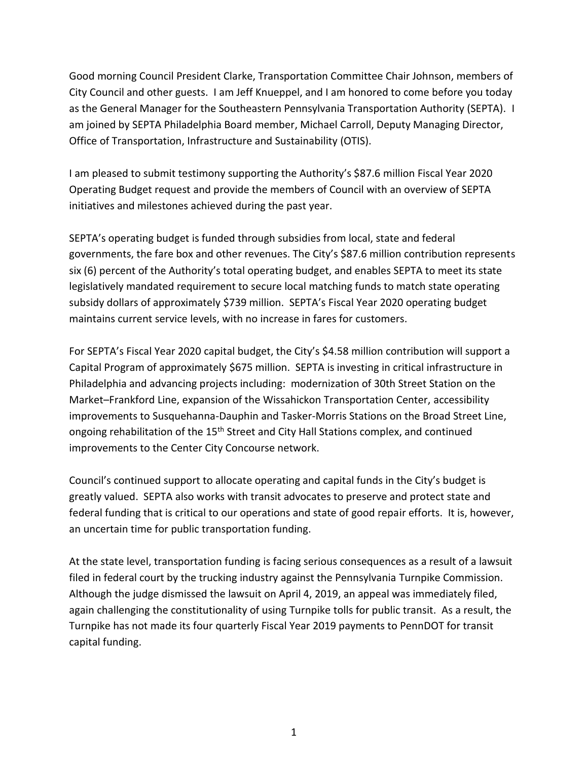Good morning Council President Clarke, Transportation Committee Chair Johnson, members of City Council and other guests. I am Jeff Knueppel, and I am honored to come before you today as the General Manager for the Southeastern Pennsylvania Transportation Authority (SEPTA). I am joined by SEPTA Philadelphia Board member, Michael Carroll, Deputy Managing Director, Office of Transportation, Infrastructure and Sustainability (OTIS).

I am pleased to submit testimony supporting the Authority's $87.6 million Fiscal Year 2020 Operating Budget request and provide the members of Council with an overview of SEPTA initiatives and milestones achieved during the past year.

SEPTA's operating budget is funded through subsidies from local, state and federal governments, the fare box and other revenues. The City's $87.6 million contribution represents six (6) percent of the Authority's total operating budget, and enables SEPTA to meet its state legislatively mandated requirement to secure local matching funds to match state operating subsidy dollars of approximately $739 million. SEPTA's Fiscal Year 2020 operating budget maintains current service levels, with no increase in fares for customers.

For SEPTA's Fiscal Year 2020 capital budget, the City's $4.58 million contribution will support a Capital Program of approximately $675 million. SEPTA is investing in critical infrastructure in Philadelphia and advancing projects including: modernization of 30th Street Station on the Market–Frankford Line, expansion of the Wissahickon Transportation Center, accessibility improvements to Susquehanna-Dauphin and Tasker-Morris Stations on the Broad Street Line, ongoing rehabilitation of the 15th Street and City Hall Stations complex, and continued improvements to the Center City Concourse network.

Council's continued support to allocate operating and capital funds in the City's budget is greatly valued. SEPTA also works with transit advocates to preserve and protect state and federal funding that is critical to our operations and state of good repair efforts. It is, however, an uncertain time for public transportation funding.

At the state level, transportation funding is facing serious consequences as a result of a lawsuit filed in federal court by the trucking industry against the Pennsylvania Turnpike Commission. Although the judge dismissed the lawsuit on April 4, 2019, an appeal was immediately filed, again challenging the constitutionality of using Turnpike tolls for public transit. As a result, the Turnpike has not made its four quarterly Fiscal Year 2019 payments to PennDOT for transit capital funding.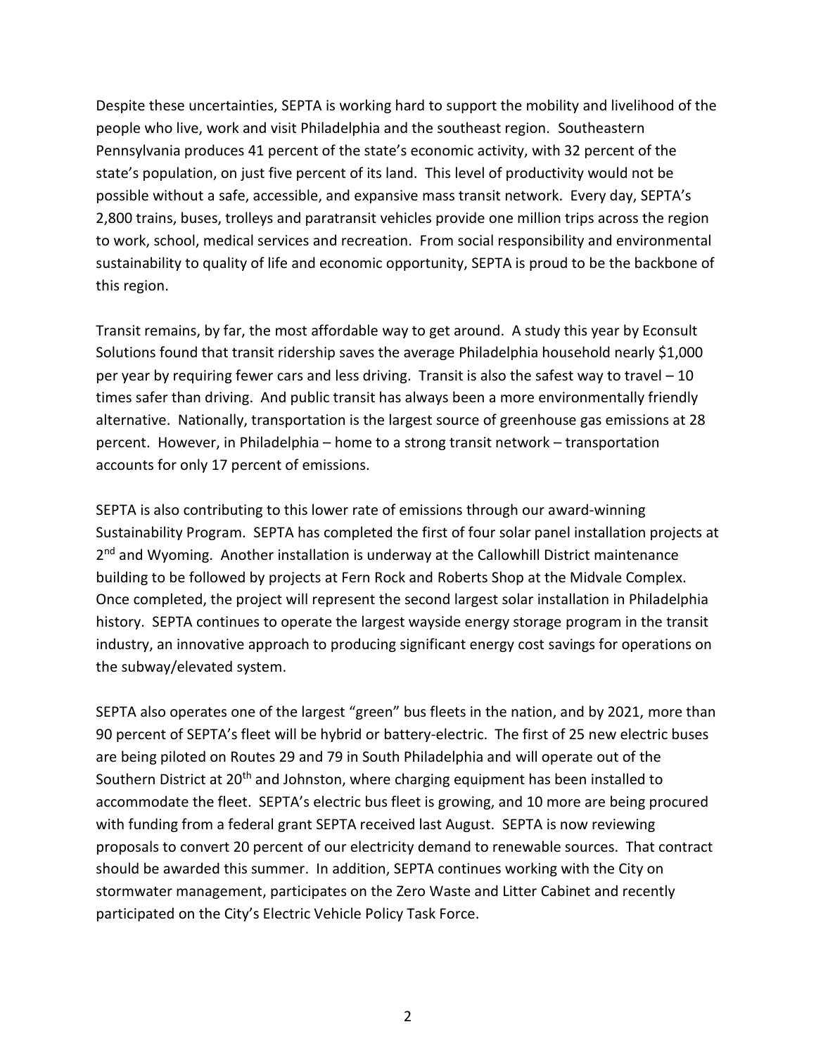Despite these uncertainties, SEPTA is working hard to support the mobility and livelihood of the people who live, work and visit Philadelphia and the southeast region. Southeastern Pennsylvania produces 41 percent of the state's economic activity, with 32 percent of the state's population, on just five percent of its land. This level of productivity would not be possible without a safe, accessible, and expansive mass transit network. Every day, SEPTA's 2,800 trains, buses, trolleys and paratransit vehicles provide one million trips across the region to work, school, medical services and recreation. From social responsibility and environmental sustainability to quality of life and economic opportunity, SEPTA is proud to be the backbone of this region.

Transit remains, by far, the most affordable way to get around. A study this year by Econsult Solutions found that transit ridership saves the average Philadelphia household nearly $1,000 per year by requiring fewer cars and less driving. Transit is also the safest way to travel – 10 times safer than driving. And public transit has always been a more environmentally friendly alternative. Nationally, transportation is the largest source of greenhouse gas emissions at 28 percent. However, in Philadelphia – home to a strong transit network – transportation accounts for only 17 percent of emissions.

SEPTA is also contributing to this lower rate of emissions through our award-winning Sustainability Program. SEPTA has completed the first of four solar panel installation projects at 2nd and Wyoming. Another installation is underway at the Callowhill District maintenance building to be followed by projects at Fern Rock and Roberts Shop at the Midvale Complex. Once completed, the project will represent the second largest solar installation in Philadelphia history. SEPTA continues to operate the largest wayside energy storage program in the transit industry, an innovative approach to producing significant energy cost savings for operations on the subway/elevated system.

SEPTA also operates one of the largest "green" bus fleets in the nation, and by 2021, more than 90 percent of SEPTA's fleet will be hybrid or battery-electric. The first of 25 new electric buses are being piloted on Routes 29 and 79 in South Philadelphia and will operate out of the Southern District at 20th and Johnston, where charging equipment has been installed to accommodate the fleet. SEPTA's electric bus fleet is growing, and 10 more are being procured with funding from a federal grant SEPTA received last August. SEPTA is now reviewing proposals to convert 20 percent of our electricity demand to renewable sources. That contract should be awarded this summer. In addition, SEPTA continues working with the City on stormwater management, participates on the Zero Waste and Litter Cabinet and recently participated on the City's Electric Vehicle Policy Task Force.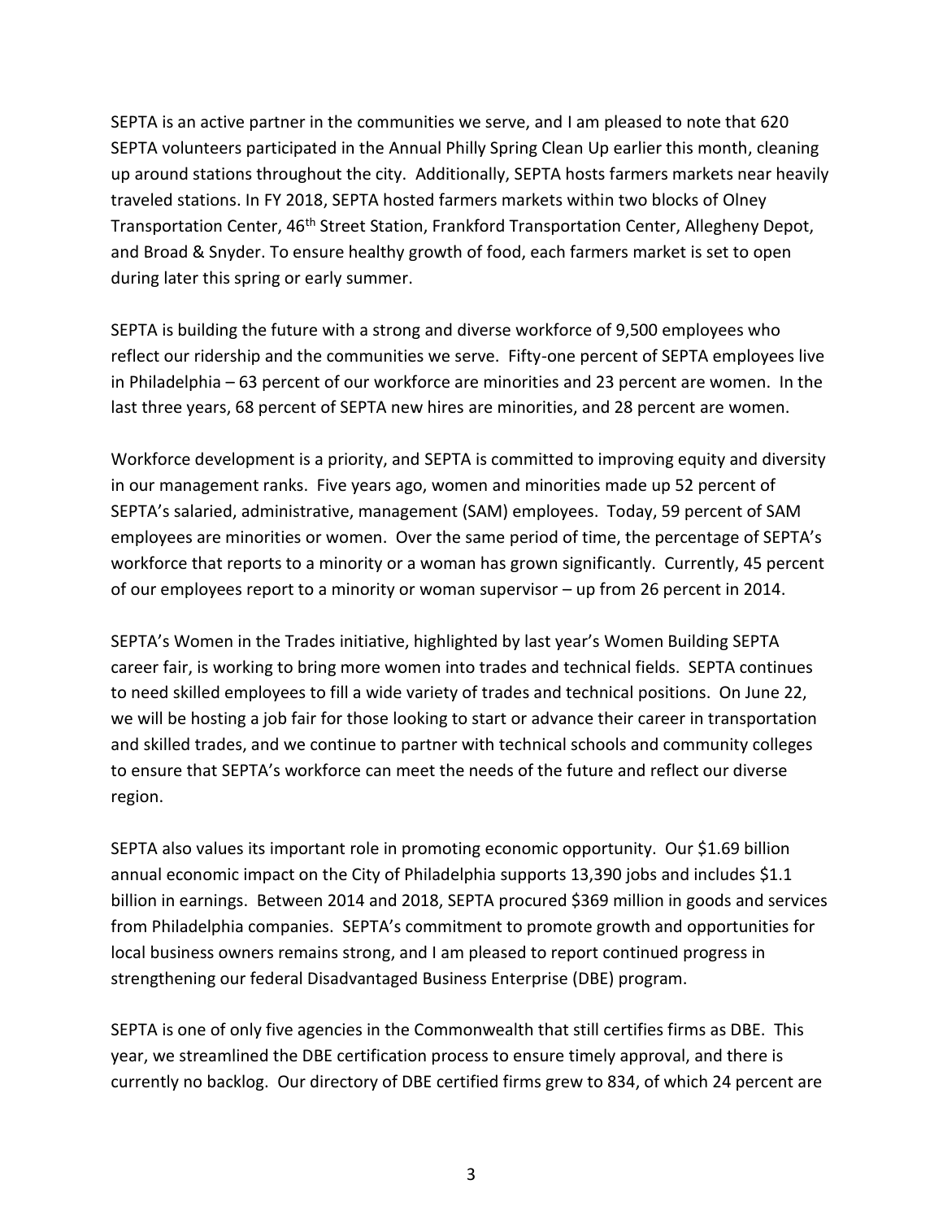SEPTA is an active partner in the communities we serve, and I am pleased to note that 620 SEPTA volunteers participated in the Annual Philly Spring Clean Up earlier this month, cleaning up around stations throughout the city. Additionally, SEPTA hosts farmers markets near heavily traveled stations. In FY 2018, SEPTA hosted farmers markets within two blocks of Olney Transportation Center, 46th Street Station, Frankford Transportation Center, Allegheny Depot, and Broad & Snyder. To ensure healthy growth of food, each farmers market is set to open during later this spring or early summer.

SEPTA is building the future with a strong and diverse workforce of 9,500 employees who reflect our ridership and the communities we serve. Fifty-one percent of SEPTA employees live in Philadelphia – 63 percent of our workforce are minorities and 23 percent are women. In the last three years, 68 percent of SEPTA new hires are minorities, and 28 percent are women.

Workforce development is a priority, and SEPTA is committed to improving equity and diversity in our management ranks. Five years ago, women and minorities made up 52 percent of SEPTA's salaried, administrative, management (SAM) employees. Today, 59 percent of SAM employees are minorities or women. Over the same period of time, the percentage of SEPTA's workforce that reports to a minority or a woman has grown significantly. Currently, 45 percent of our employees report to a minority or woman supervisor – up from 26 percent in 2014.

SEPTA's Women in the Trades initiative, highlighted by last year's Women Building SEPTA career fair, is working to bring more women into trades and technical fields. SEPTA continues to need skilled employees to fill a wide variety of trades and technical positions. On June 22, we will be hosting a job fair for those looking to start or advance their career in transportation and skilled trades, and we continue to partner with technical schools and community colleges to ensure that SEPTA's workforce can meet the needs of the future and reflect our diverse region.

SEPTA also values its important role in promoting economic opportunity. Our $1.69 billion annual economic impact on the City of Philadelphia supports 13,390 jobs and includes $1.1 billion in earnings. Between 2014 and 2018, SEPTA procured $369 million in goods and services from Philadelphia companies. SEPTA's commitment to promote growth and opportunities for local business owners remains strong, and I am pleased to report continued progress in strengthening our federal Disadvantaged Business Enterprise (DBE) program.

SEPTA is one of only five agencies in the Commonwealth that still certifies firms as DBE. This year, we streamlined the DBE certification process to ensure timely approval, and there is currently no backlog. Our directory of DBE certified firms grew to 834, of which 24 percent are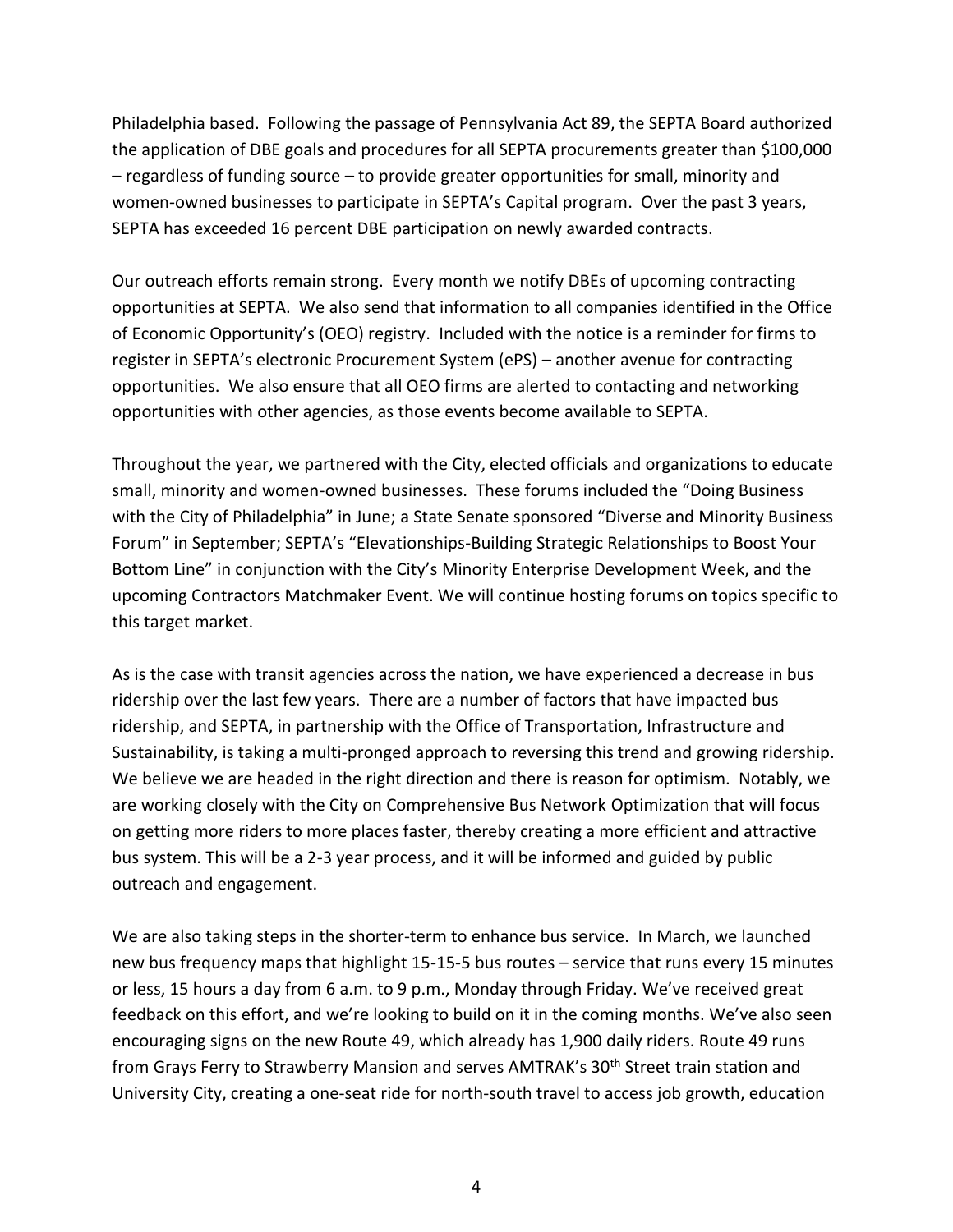Philadelphia based. Following the passage of Pennsylvania Act 89, the SEPTA Board authorized the application of DBE goals and procedures for all SEPTA procurements greater than $100,000 – regardless of funding source – to provide greater opportunities for small, minority and women-owned businesses to participate in SEPTA's Capital program. Over the past 3 years, SEPTA has exceeded 16 percent DBE participation on newly awarded contracts.

Our outreach efforts remain strong. Every month we notify DBEs of upcoming contracting opportunities at SEPTA. We also send that information to all companies identified in the Office of Economic Opportunity's (OEO) registry. Included with the notice is a reminder for firms to register in SEPTA's electronic Procurement System (ePS) – another avenue for contracting opportunities. We also ensure that all OEO firms are alerted to contacting and networking opportunities with other agencies, as those events become available to SEPTA.

Throughout the year, we partnered with the City, elected officials and organizations to educate small, minority and women-owned businesses. These forums included the "Doing Business with the City of Philadelphia" in June; a State Senate sponsored "Diverse and Minority Business Forum" in September; SEPTA's "Elevationships-Building Strategic Relationships to Boost Your Bottom Line" in conjunction with the City's Minority Enterprise Development Week, and the upcoming Contractors Matchmaker Event. We will continue hosting forums on topics specific to this target market.

As is the case with transit agencies across the nation, we have experienced a decrease in bus ridership over the last few years. There are a number of factors that have impacted bus ridership, and SEPTA, in partnership with the Office of Transportation, Infrastructure and Sustainability, is taking a multi-pronged approach to reversing this trend and growing ridership. We believe we are headed in the right direction and there is reason for optimism. Notably, we are working closely with the City on Comprehensive Bus Network Optimization that will focus on getting more riders to more places faster, thereby creating a more efficient and attractive bus system. This will be a 2-3 year process, and it will be informed and guided by public outreach and engagement.

We are also taking steps in the shorter-term to enhance bus service. In March, we launched new bus frequency maps that highlight 15-15-5 bus routes – service that runs every 15 minutes or less, 15 hours a day from 6 a.m. to 9 p.m., Monday through Friday. We've received great feedback on this effort, and we're looking to build on it in the coming months. We've also seen encouraging signs on the new Route 49, which already has 1,900 daily riders. Route 49 runs from Grays Ferry to Strawberry Mansion and serves AMTRAK's 30th Street train station and University City, creating a one-seat ride for north-south travel to access job growth, education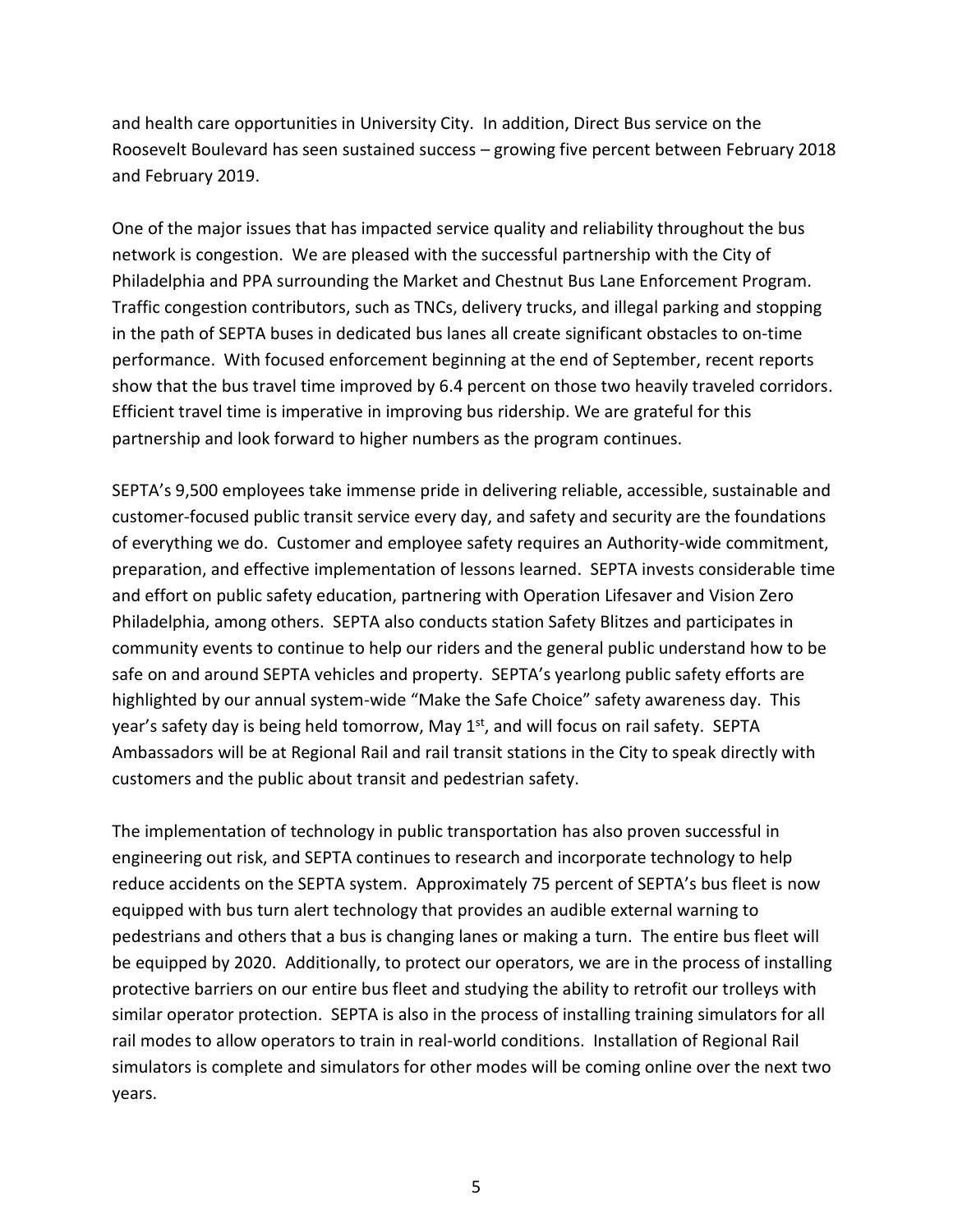and health care opportunities in University City. In addition, Direct Bus service on the Roosevelt Boulevard has seen sustained success – growing five percent between February 2018 and February 2019.

One of the major issues that has impacted service quality and reliability throughout the bus network is congestion. We are pleased with the successful partnership with the City of Philadelphia and PPA surrounding the Market and Chestnut Bus Lane Enforcement Program. Traffic congestion contributors, such as TNCs, delivery trucks, and illegal parking and stopping in the path of SEPTA buses in dedicated bus lanes all create significant obstacles to on-time performance. With focused enforcement beginning at the end of September, recent reports show that the bus travel time improved by 6.4 percent on those two heavily traveled corridors. Efficient travel time is imperative in improving bus ridership. We are grateful for this partnership and look forward to higher numbers as the program continues.

SEPTA's 9,500 employees take immense pride in delivering reliable, accessible, sustainable and customer-focused public transit service every day, and safety and security are the foundations of everything we do. Customer and employee safety requires an Authority-wide commitment, preparation, and effective implementation of lessons learned. SEPTA invests considerable time and effort on public safety education, partnering with Operation Lifesaver and Vision Zero Philadelphia, among others. SEPTA also conducts station Safety Blitzes and participates in community events to continue to help our riders and the general public understand how to be safe on and around SEPTA vehicles and property. SEPTA's yearlong public safety efforts are highlighted by our annual system-wide "Make the Safe Choice" safety awareness day. This year's safety day is being held tomorrow, May 1st, and will focus on rail safety. SEPTA Ambassadors will be at Regional Rail and rail transit stations in the City to speak directly with customers and the public about transit and pedestrian safety.

The implementation of technology in public transportation has also proven successful in engineering out risk, and SEPTA continues to research and incorporate technology to help reduce accidents on the SEPTA system. Approximately 75 percent of SEPTA's bus fleet is now equipped with bus turn alert technology that provides an audible external warning to pedestrians and others that a bus is changing lanes or making a turn. The entire bus fleet will be equipped by 2020. Additionally, to protect our operators, we are in the process of installing protective barriers on our entire bus fleet and studying the ability to retrofit our trolleys with similar operator protection. SEPTA is also in the process of installing training simulators for all rail modes to allow operators to train in real-world conditions. Installation of Regional Rail simulators is complete and simulators for other modes will be coming online over the next two years.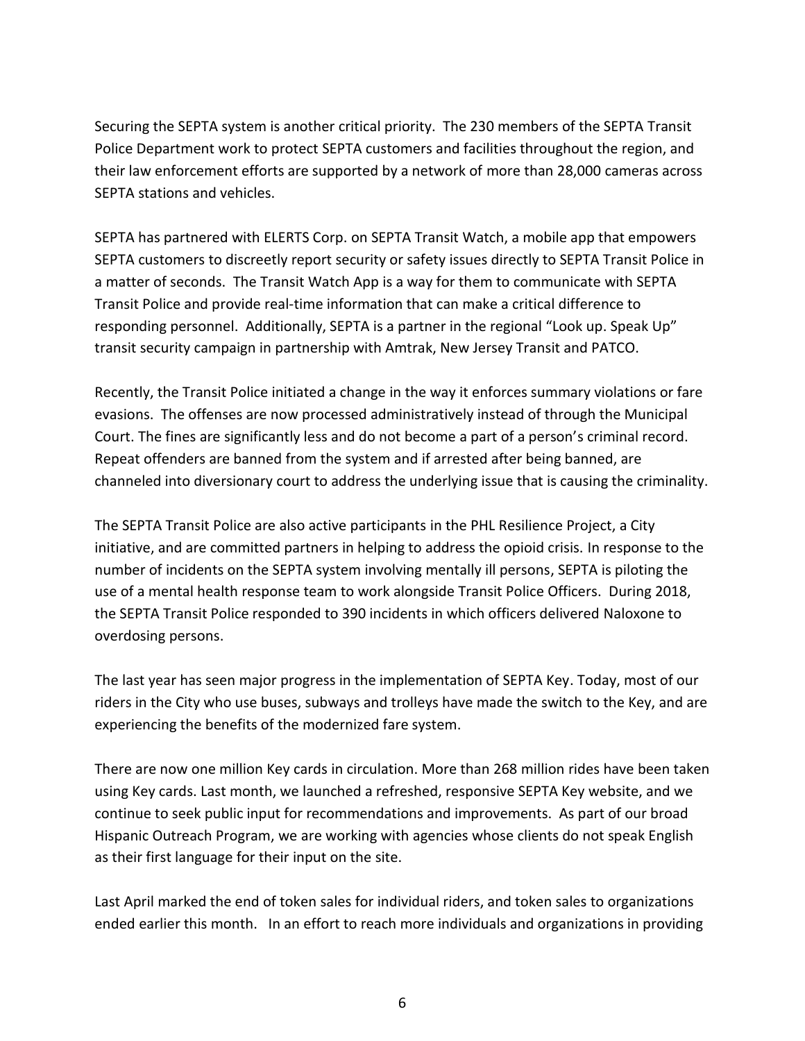Securing the SEPTA system is another critical priority. The 230 members of the SEPTA Transit Police Department work to protect SEPTA customers and facilities throughout the region, and their law enforcement efforts are supported by a network of more than 28,000 cameras across SEPTA stations and vehicles.

SEPTA has partnered with ELERTS Corp. on SEPTA Transit Watch, a mobile app that empowers SEPTA customers to discreetly report security or safety issues directly to SEPTA Transit Police in a matter of seconds. The Transit Watch App is a way for them to communicate with SEPTA Transit Police and provide real-time information that can make a critical difference to responding personnel. Additionally, SEPTA is a partner in the regional "Look up. Speak Up" transit security campaign in partnership with Amtrak, New Jersey Transit and PATCO.

Recently, the Transit Police initiated a change in the way it enforces summary violations or fare evasions. The offenses are now processed administratively instead of through the Municipal Court. The fines are significantly less and do not become a part of a person's criminal record. Repeat offenders are banned from the system and if arrested after being banned, are channeled into diversionary court to address the underlying issue that is causing the criminality.

The SEPTA Transit Police are also active participants in the PHL Resilience Project, a City initiative, and are committed partners in helping to address the opioid crisis. In response to the number of incidents on the SEPTA system involving mentally ill persons, SEPTA is piloting the use of a mental health response team to work alongside Transit Police Officers. During 2018, the SEPTA Transit Police responded to 390 incidents in which officers delivered Naloxone to overdosing persons.

The last year has seen major progress in the implementation of SEPTA Key. Today, most of our riders in the City who use buses, subways and trolleys have made the switch to the Key, and are experiencing the benefits of the modernized fare system.

There are now one million Key cards in circulation. More than 268 million rides have been taken using Key cards. Last month, we launched a refreshed, responsive SEPTA Key website, and we continue to seek public input for recommendations and improvements. As part of our broad Hispanic Outreach Program, we are working with agencies whose clients do not speak English as their first language for their input on the site.

Last April marked the end of token sales for individual riders, and token sales to organizations ended earlier this month. In an effort to reach more individuals and organizations in providing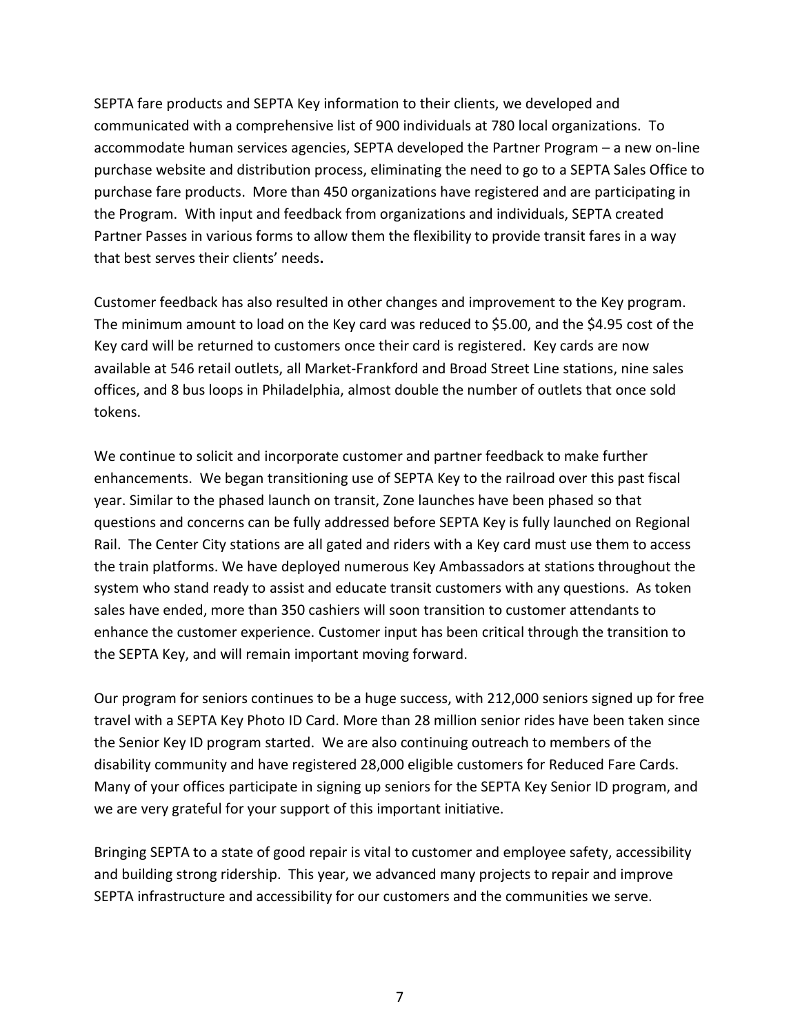SEPTA fare products and SEPTA Key information to their clients, we developed and communicated with a comprehensive list of 900 individuals at 780 local organizations. To accommodate human services agencies, SEPTA developed the Partner Program – a new on-line purchase website and distribution process, eliminating the need to go to a SEPTA Sales Office to purchase fare products. More than 450 organizations have registered and are participating in the Program. With input and feedback from organizations and individuals, SEPTA created Partner Passes in various forms to allow them the flexibility to provide transit fares in a way that best serves their clients' needs.

Customer feedback has also resulted in other changes and improvement to the Key program. The minimum amount to load on the Key card was reduced to $5.00, and the $4.95 cost of the Key card will be returned to customers once their card is registered. Key cards are now available at 546 retail outlets, all Market-Frankford and Broad Street Line stations, nine sales offices, and 8 bus loops in Philadelphia, almost double the number of outlets that once sold tokens.

We continue to solicit and incorporate customer and partner feedback to make further enhancements. We began transitioning use of SEPTA Key to the railroad over this past fiscal year. Similar to the phased launch on transit, Zone launches have been phased so that questions and concerns can be fully addressed before SEPTA Key is fully launched on Regional Rail. The Center City stations are all gated and riders with a Key card must use them to access the train platforms. We have deployed numerous Key Ambassadors at stations throughout the system who stand ready to assist and educate transit customers with any questions. As token sales have ended, more than 350 cashiers will soon transition to customer attendants to enhance the customer experience. Customer input has been critical through the transition to the SEPTA Key, and will remain important moving forward.

Our program for seniors continues to be a huge success, with 212,000 seniors signed up for free travel with a SEPTA Key Photo ID Card. More than 28 million senior rides have been taken since the Senior Key ID program started. We are also continuing outreach to members of the disability community and have registered 28,000 eligible customers for Reduced Fare Cards. Many of your offices participate in signing up seniors for the SEPTA Key Senior ID program, and we are very grateful for your support of this important initiative.

Bringing SEPTA to a state of good repair is vital to customer and employee safety, accessibility and building strong ridership. This year, we advanced many projects to repair and improve SEPTA infrastructure and accessibility for our customers and the communities we serve.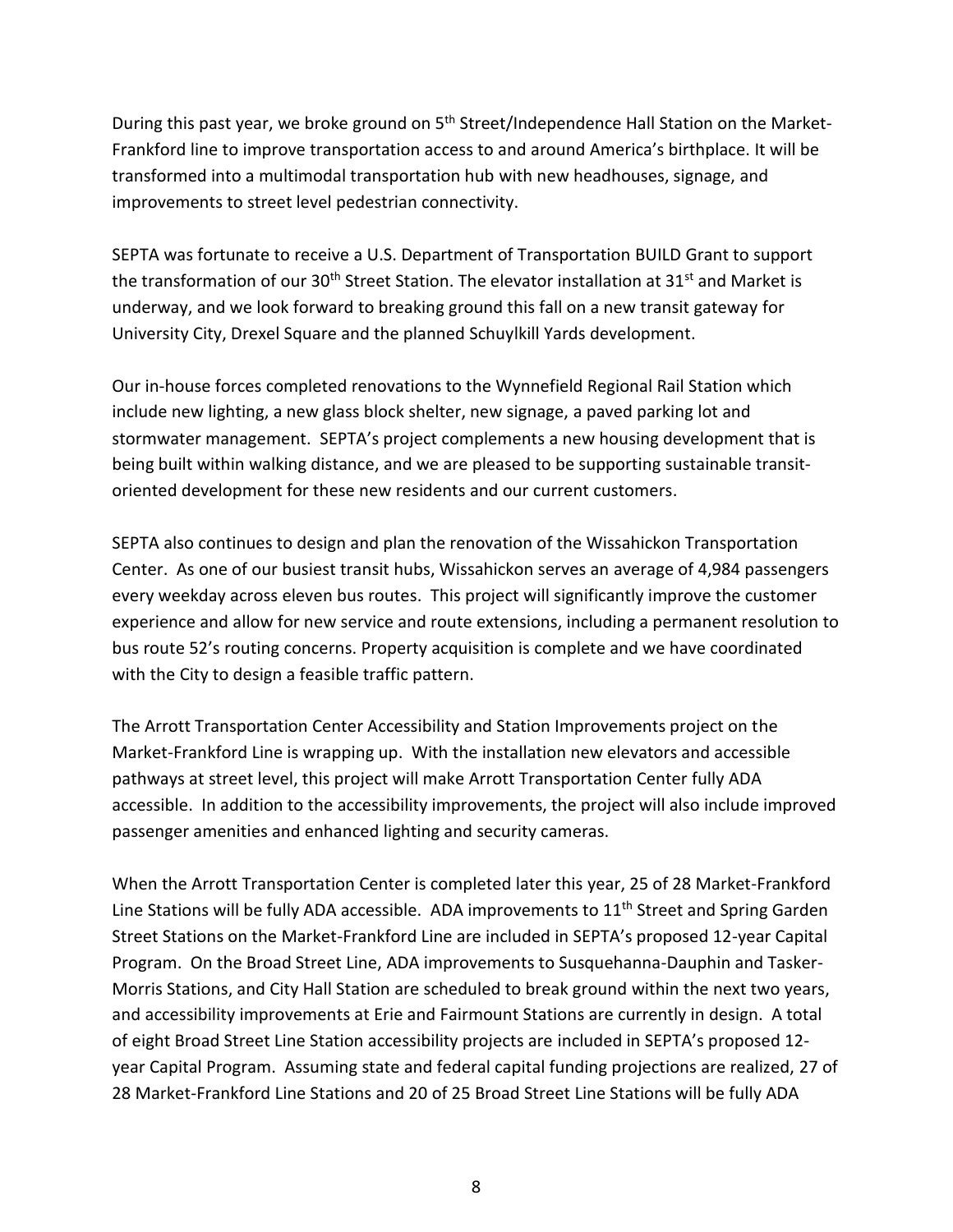During this past year, we broke ground on 5th Street/Independence Hall Station on the Market-Frankford line to improve transportation access to and around America's birthplace. It will be transformed into a multimodal transportation hub with new headhouses, signage, and improvements to street level pedestrian connectivity.

SEPTA was fortunate to receive a U.S. Department of Transportation BUILD Grant to support the transformation of our 30th Street Station. The elevator installation at 31st and Market is underway, and we look forward to breaking ground this fall on a new transit gateway for University City, Drexel Square and the planned Schuylkill Yards development.

Our in-house forces completed renovations to the Wynnefield Regional Rail Station which include new lighting, a new glass block shelter, new signage, a paved parking lot and stormwater management. SEPTA's project complements a new housing development that is being built within walking distance, and we are pleased to be supporting sustainable transit-oriented development for these new residents and our current customers.

SEPTA also continues to design and plan the renovation of the Wissahickon Transportation Center. As one of our busiest transit hubs, Wissahickon serves an average of 4,984 passengers every weekday across eleven bus routes. This project will significantly improve the customer experience and allow for new service and route extensions, including a permanent resolution to bus route 52's routing concerns. Property acquisition is complete and we have coordinated with the City to design a feasible traffic pattern.

The Arrott Transportation Center Accessibility and Station Improvements project on the Market-Frankford Line is wrapping up. With the installation new elevators and accessible pathways at street level, this project will make Arrott Transportation Center fully ADA accessible. In addition to the accessibility improvements, the project will also include improved passenger amenities and enhanced lighting and security cameras.

When the Arrott Transportation Center is completed later this year, 25 of 28 Market-Frankford Line Stations will be fully ADA accessible. ADA improvements to 11th Street and Spring Garden Street Stations on the Market-Frankford Line are included in SEPTA's proposed 12-year Capital Program. On the Broad Street Line, ADA improvements to Susquehanna-Dauphin and Tasker-Morris Stations, and City Hall Station are scheduled to break ground within the next two years, and accessibility improvements at Erie and Fairmount Stations are currently in design. A total of eight Broad Street Line Station accessibility projects are included in SEPTA's proposed 12-year Capital Program. Assuming state and federal capital funding projections are realized, 27 of 28 Market-Frankford Line Stations and 20 of 25 Broad Street Line Stations will be fully ADA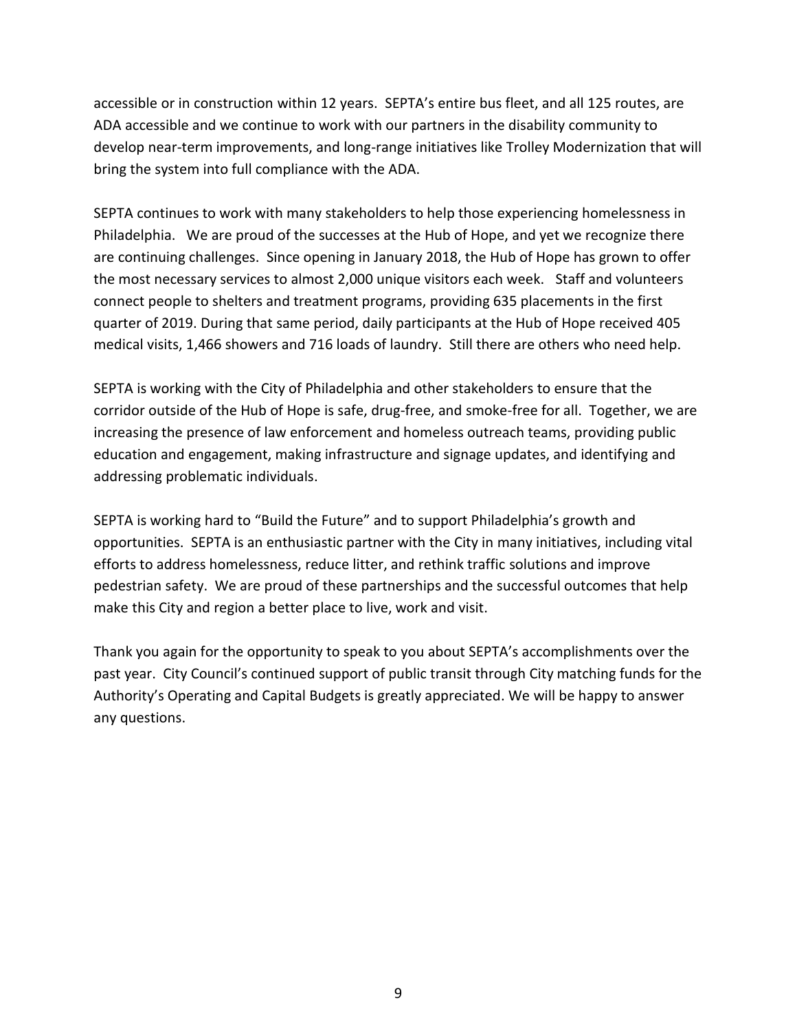accessible or in construction within 12 years. SEPTA's entire bus fleet, and all 125 routes, are ADA accessible and we continue to work with our partners in the disability community to develop near-term improvements, and long-range initiatives like Trolley Modernization that will bring the system into full compliance with the ADA.

SEPTA continues to work with many stakeholders to help those experiencing homelessness in Philadelphia. We are proud of the successes at the Hub of Hope, and yet we recognize there are continuing challenges. Since opening in January 2018, the Hub of Hope has grown to offer the most necessary services to almost 2,000 unique visitors each week. Staff and volunteers connect people to shelters and treatment programs, providing 635 placements in the first quarter of 2019. During that same period, daily participants at the Hub of Hope received 405 medical visits, 1,466 showers and 716 loads of laundry. Still there are others who need help.

SEPTA is working with the City of Philadelphia and other stakeholders to ensure that the corridor outside of the Hub of Hope is safe, drug-free, and smoke-free for all. Together, we are increasing the presence of law enforcement and homeless outreach teams, providing public education and engagement, making infrastructure and signage updates, and identifying and addressing problematic individuals.

SEPTA is working hard to "Build the Future" and to support Philadelphia's growth and opportunities. SEPTA is an enthusiastic partner with the City in many initiatives, including vital efforts to address homelessness, reduce litter, and rethink traffic solutions and improve pedestrian safety. We are proud of these partnerships and the successful outcomes that help make this City and region a better place to live, work and visit.

Thank you again for the opportunity to speak to you about SEPTA's accomplishments over the past year. City Council's continued support of public transit through City matching funds for the Authority's Operating and Capital Budgets is greatly appreciated. We will be happy to answer any questions.